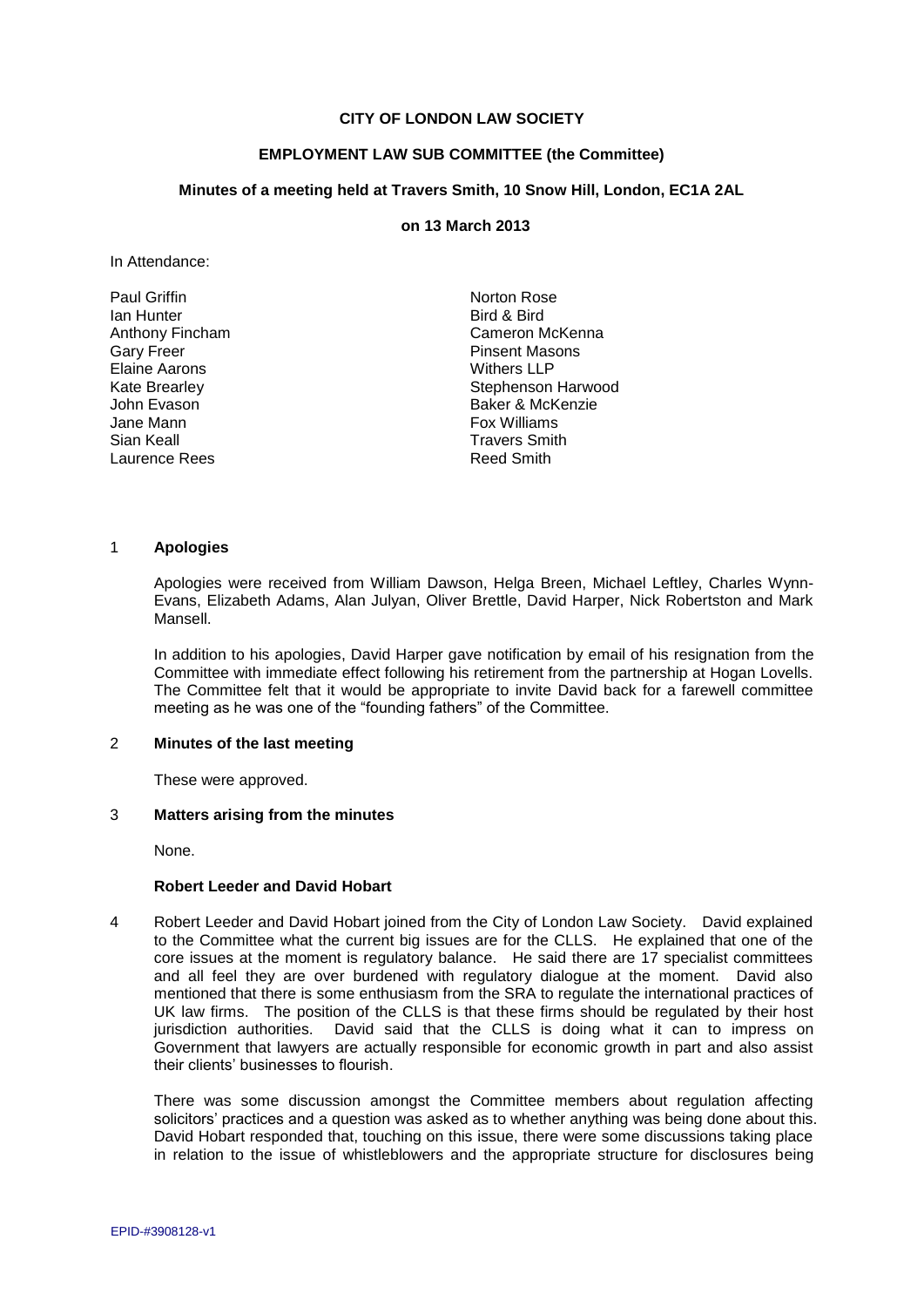**CITY OF LONDON LAW SOCIETY**

**EMPLOYMENT LAW SUB COMMITTEE (the Committee)**

**Minutes of a meeting held at Travers Smith, 10 Snow Hill, London, EC1A 2AL**

**on 13 March 2013**

In Attendance:

| | |
|---|---|
| Paul Griffin | Norton Rose |
| Ian Hunter | Bird & Bird |
| Anthony Fincham | Cameron McKenna |
| Gary Freer | Pinsent Masons |
| Elaine Aarons | Withers LLP |
| Kate Brearley | Stephenson Harwood |
| John Evason | Baker & McKenzie |
| Jane Mann | Fox Williams |
| Sian Keall | Travers Smith |
| Laurence Rees | Reed Smith |

1 **Apologies**

Apologies were received from William Dawson, Helga Breen, Michael Leftley, Charles Wynn-Evans, Elizabeth Adams, Alan Julyan, Oliver Brettle, David Harper, Nick Robertston and Mark Mansell.

In addition to his apologies, David Harper gave notification by email of his resignation from the Committee with immediate effect following his retirement from the partnership at Hogan Lovells. The Committee felt that it would be appropriate to invite David back for a farewell committee meeting as he was one of the "founding fathers" of the Committee.

2 **Minutes of the last meeting**

These were approved.

3 **Matters arising from the minutes**

None.

**Robert Leeder and David Hobart**

4 Robert Leeder and David Hobart joined from the City of London Law Society. David explained to the Committee what the current big issues are for the CLLS. He explained that one of the core issues at the moment is regulatory balance. He said there are 17 specialist committees and all feel they are over burdened with regulatory dialogue at the moment. David also mentioned that there is some enthusiasm from the SRA to regulate the international practices of UK law firms. The position of the CLLS is that these firms should be regulated by their host jurisdiction authorities. David said that the CLLS is doing what it can to impress on Government that lawyers are actually responsible for economic growth in part and also assist their clients' businesses to flourish.

There was some discussion amongst the Committee members about regulation affecting solicitors' practices and a question was asked as to whether anything was being done about this. David Hobart responded that, touching on this issue, there were some discussions taking place in relation to the issue of whistleblowers and the appropriate structure for disclosures being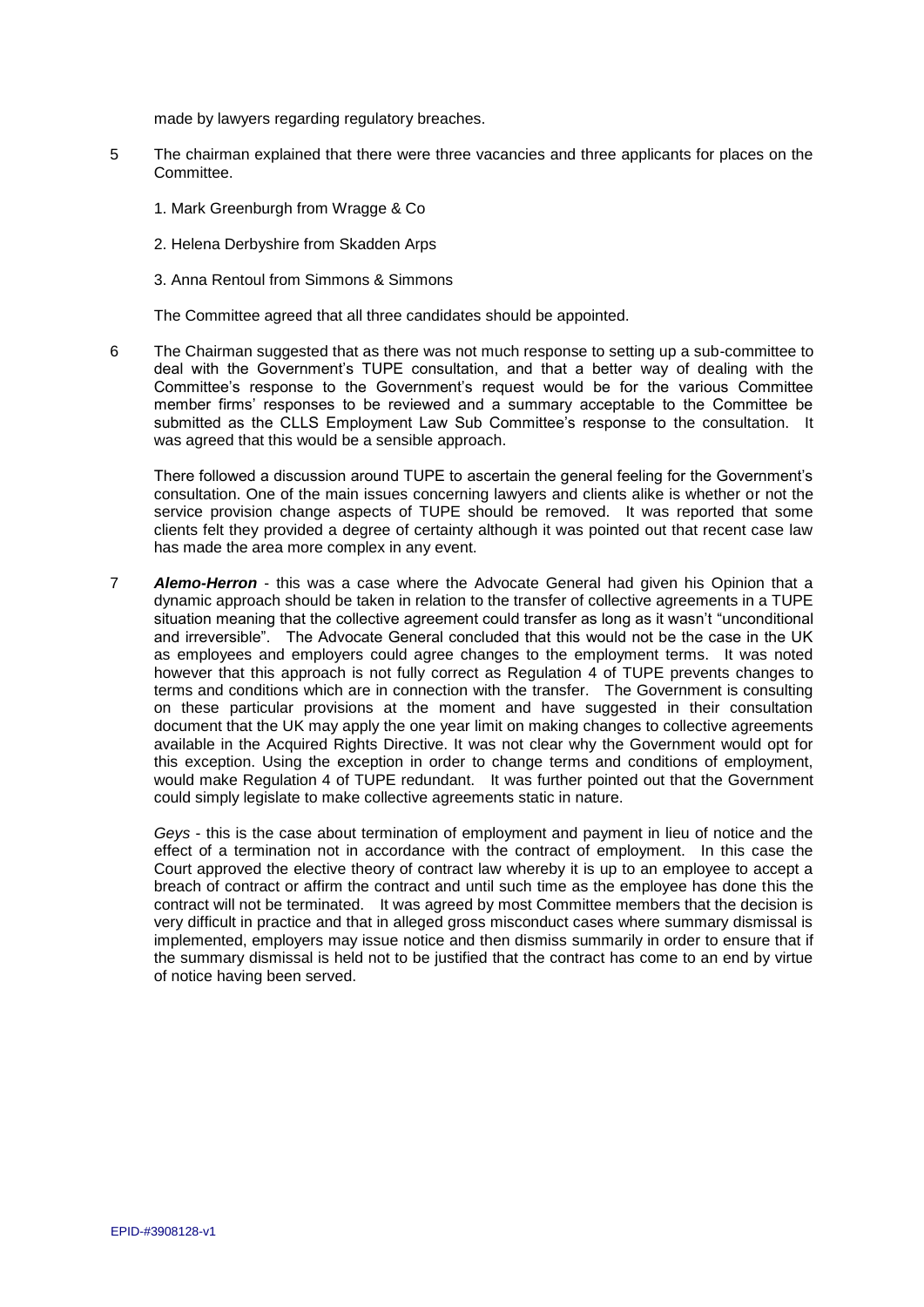made by lawyers regarding regulatory breaches.

5 The chairman explained that there were three vacancies and three applicants for places on the Committee.

1. Mark Greenburgh from Wragge & Co

2. Helena Derbyshire from Skadden Arps

3. Anna Rentoul from Simmons & Simmons

The Committee agreed that all three candidates should be appointed.

6 The Chairman suggested that as there was not much response to setting up a sub-committee to deal with the Government's TUPE consultation, and that a better way of dealing with the Committee's response to the Government's request would be for the various Committee member firms' responses to be reviewed and a summary acceptable to the Committee be submitted as the CLLS Employment Law Sub Committee's response to the consultation. It was agreed that this would be a sensible approach.

There followed a discussion around TUPE to ascertain the general feeling for the Government's consultation. One of the main issues concerning lawyers and clients alike is whether or not the service provision change aspects of TUPE should be removed. It was reported that some clients felt they provided a degree of certainty although it was pointed out that recent case law has made the area more complex in any event.

7 ***Alemo-Herron*** - this was a case where the Advocate General had given his Opinion that a dynamic approach should be taken in relation to the transfer of collective agreements in a TUPE situation meaning that the collective agreement could transfer as long as it wasn't "unconditional and irreversible". The Advocate General concluded that this would not be the case in the UK as employees and employers could agree changes to the employment terms. It was noted however that this approach is not fully correct as Regulation 4 of TUPE prevents changes to terms and conditions which are in connection with the transfer. The Government is consulting on these particular provisions at the moment and have suggested in their consultation document that the UK may apply the one year limit on making changes to collective agreements available in the Acquired Rights Directive. It was not clear why the Government would opt for this exception. Using the exception in order to change terms and conditions of employment, would make Regulation 4 of TUPE redundant. It was further pointed out that the Government could simply legislate to make collective agreements static in nature.

*Geys* - this is the case about termination of employment and payment in lieu of notice and the effect of a termination not in accordance with the contract of employment. In this case the Court approved the elective theory of contract law whereby it is up to an employee to accept a breach of contract or affirm the contract and until such time as the employee has done this the contract will not be terminated. It was agreed by most Committee members that the decision is very difficult in practice and that in alleged gross misconduct cases where summary dismissal is implemented, employers may issue notice and then dismiss summarily in order to ensure that if the summary dismissal is held not to be justified that the contract has come to an end by virtue of notice having been served.